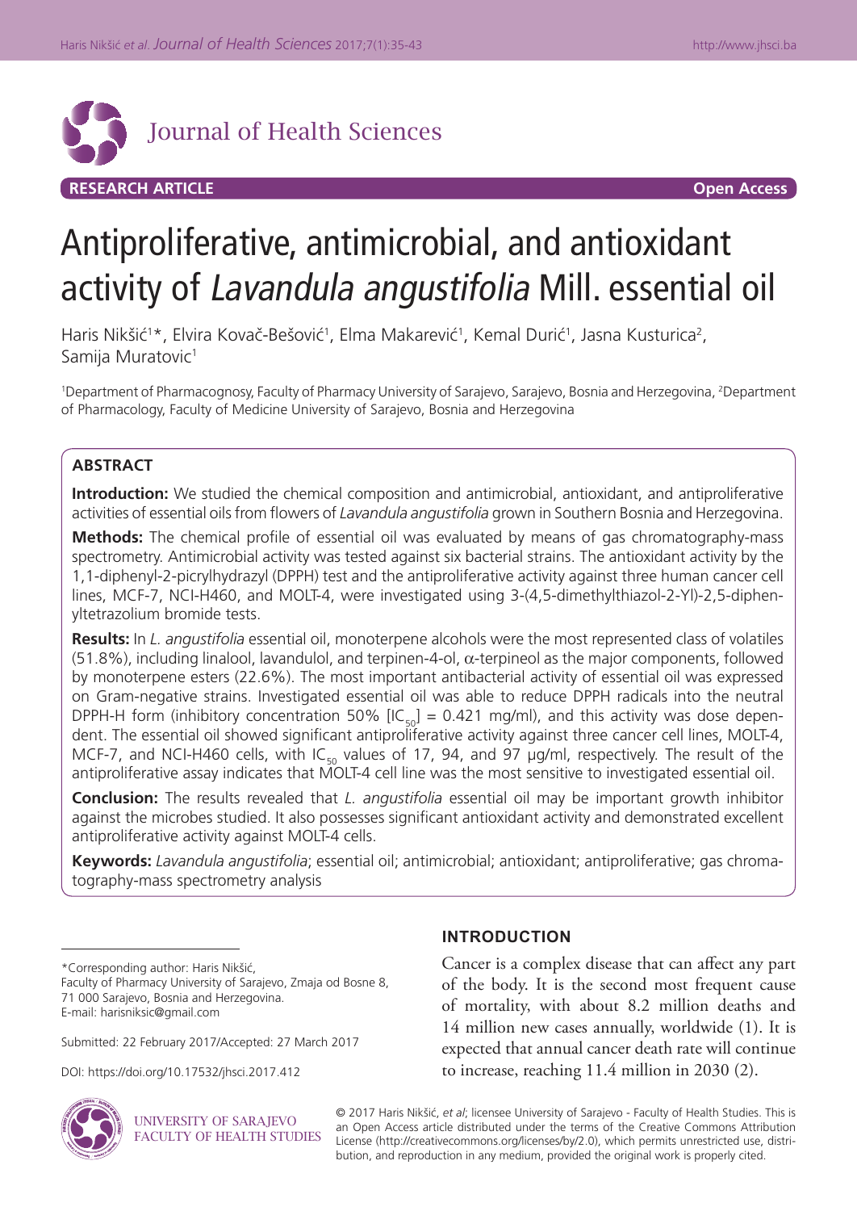# Journal of Health Sciences

**RESEARCH ARTICLE** **Open Access**

# Antiproliferative, antimicrobial, and antioxidant activity of *Lavandula angustifolia* Mill. essential oil

Haris Nikšić[1]*, Elvira Kovač-Bešović[1], Elma Makarević[1], Kemal Durić[1], Jasna Kusturica[2], Samija Muratovic[1]

[1]Department of Pharmacognosy, Faculty of Pharmacy University of Sarajevo, Sarajevo, Bosnia and Herzegovina, [2]Department of Pharmacology, Faculty of Medicine University of Sarajevo, Bosnia and Herzegovina

## ABSTRACT

**Introduction:** We studied the chemical composition and antimicrobial, antioxidant, and antiproliferative activities of essential oils from flowers of *Lavandula angustifolia* grown in Southern Bosnia and Herzegovina.

**Methods:** The chemical profile of essential oil was evaluated by means of gas chromatography-mass spectrometry. Antimicrobial activity was tested against six bacterial strains. The antioxidant activity by the 1,1-diphenyl-2-picrylhydrazyl (DPPH) test and the antiproliferative activity against three human cancer cell lines, MCF-7, NCI-H460, and MOLT-4, were investigated using 3-(4,5-dimethylthiazol-2-Yl)-2,5-diphenyltetrazolium bromide tests.

**Results:** In *L. angustifolia* essential oil, monoterpene alcohols were the most represented class of volatiles (51.8%), including linalool, lavandulol, and terpinen-4-ol, α-terpineol as the major components, followed by monoterpene esters (22.6%). The most important antibacterial activity of essential oil was expressed on Gram-negative strains. Investigated essential oil was able to reduce DPPH radicals into the neutral DPPH-H form (inhibitory concentration 50% $[IC_{50}]$ = 0.421 mg/ml), and this activity was dose dependent. The essential oil showed significant antiproliferative activity against three cancer cell lines, MOLT-4, MCF-7, and NCI-H460 cells, with $IC_{50}$ values of 17, 94, and 97 µg/ml, respectively. The result of the antiproliferative assay indicates that MOLT-4 cell line was the most sensitive to investigated essential oil.

**Conclusion:** The results revealed that *L. angustifolia* essential oil may be important growth inhibitor against the microbes studied. It also possesses significant antioxidant activity and demonstrated excellent antiproliferative activity against MOLT-4 cells.

**Keywords:** *Lavandula angustifolia*; essential oil; antimicrobial; antioxidant; antiproliferative; gas chromatography-mass spectrometry analysis

## INTRODUCTION

Cancer is a complex disease that can affect any part of the body. It is the second most frequent cause of mortality, with about 8.2 million deaths and 14 million new cases annually, worldwide (1). It is expected that annual cancer death rate will continue to increase, reaching 11.4 million in 2030 (2).

---

*Corresponding author: Haris Nikšić, Faculty of Pharmacy University of Sarajevo, Zmaja od Bosne 8, 71 000 Sarajevo, Bosnia and Herzegovina. E-mail: harisniksic@gmail.com

Submitted: 22 February 2017/Accepted: 27 March 2017

DOI: https://doi.org/10.17532/jhsci.2017.412

UNIVERSITY OF SARAJEVO FACULTY OF HEALTH STUDIES

© 2017 Haris Nikšić, *et al*; licensee University of Sarajevo - Faculty of Health Studies. This is an Open Access article distributed under the terms of the Creative Commons Attribution License (http://creativecommons.org/licenses/by/2.0), which permits unrestricted use, distribution, and reproduction in any medium, provided the original work is properly cited.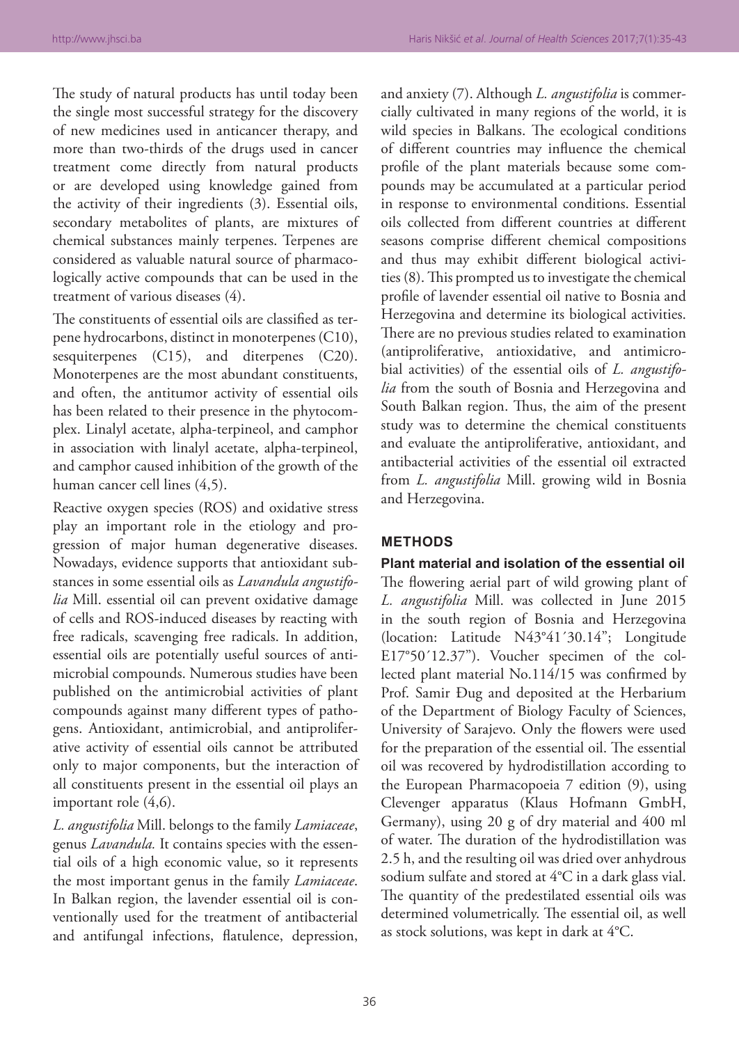The study of natural products has until today been the single most successful strategy for the discovery of new medicines used in anticancer therapy, and more than two-thirds of the drugs used in cancer treatment come directly from natural products or are developed using knowledge gained from the activity of their ingredients (3). Essential oils, secondary metabolites of plants, are mixtures of chemical substances mainly terpenes. Terpenes are considered as valuable natural source of pharmacologically active compounds that can be used in the treatment of various diseases (4).

The constituents of essential oils are classified as terpene hydrocarbons, distinct in monoterpenes (C10), sesquiterpenes (C15), and diterpenes (C20). Monoterpenes are the most abundant constituents, and often, the antitumor activity of essential oils has been related to their presence in the phytocomplex. Linalyl acetate, alpha-terpineol, and camphor in association with linalyl acetate, alpha-terpineol, and camphor caused inhibition of the growth of the human cancer cell lines (4,5).

Reactive oxygen species (ROS) and oxidative stress play an important role in the etiology and progression of major human degenerative diseases. Nowadays, evidence supports that antioxidant substances in some essential oils as *Lavandula angustifolia* Mill. essential oil can prevent oxidative damage of cells and ROS-induced diseases by reacting with free radicals, scavenging free radicals. In addition, essential oils are potentially useful sources of antimicrobial compounds. Numerous studies have been published on the antimicrobial activities of plant compounds against many different types of pathogens. Antioxidant, antimicrobial, and antiproliferative activity of essential oils cannot be attributed only to major components, but the interaction of all constituents present in the essential oil plays an important role (4,6).

*L. angustifolia* Mill. belongs to the family *Lamiaceae*, genus *Lavandula.* It contains species with the essential oils of a high economic value, so it represents the most important genus in the family *Lamiaceae*. In Balkan region, the lavender essential oil is conventionally used for the treatment of antibacterial and antifungal infections, flatulence, depression, and anxiety (7). Although *L. angustifolia* is commercially cultivated in many regions of the world, it is wild species in Balkans. The ecological conditions of different countries may influence the chemical profile of the plant materials because some compounds may be accumulated at a particular period in response to environmental conditions. Essential oils collected from different countries at different seasons comprise different chemical compositions and thus may exhibit different biological activities (8). This prompted us to investigate the chemical profile of lavender essential oil native to Bosnia and Herzegovina and determine its biological activities. There are no previous studies related to examination (antiproliferative, antioxidative, and antimicrobial activities) of the essential oils of *L. angustifolia* from the south of Bosnia and Herzegovina and South Balkan region. Thus, the aim of the present study was to determine the chemical constituents and evaluate the antiproliferative, antioxidant, and antibacterial activities of the essential oil extracted from *L. angustifolia* Mill. growing wild in Bosnia and Herzegovina.

## METHODS

### Plant material and isolation of the essential oil

The flowering aerial part of wild growing plant of *L. angustifolia* Mill. was collected in June 2015 in the south region of Bosnia and Herzegovina (location: Latitude N43°41´30.14"; Longitude E17°50´12.37"). Voucher specimen of the collected plant material No.114/15 was confirmed by Prof. Samir Đug and deposited at the Herbarium of the Department of Biology Faculty of Sciences, University of Sarajevo. Only the flowers were used for the preparation of the essential oil. The essential oil was recovered by hydrodistillation according to the European Pharmacopoeia 7 edition (9), using Clevenger apparatus (Klaus Hofmann GmbH, Germany), using 20 g of dry material and 400 ml of water. The duration of the hydrodistillation was 2.5 h, and the resulting oil was dried over anhydrous sodium sulfate and stored at 4°C in a dark glass vial. The quantity of the predestilated essential oils was determined volumetrically. The essential oil, as well as stock solutions, was kept in dark at 4°C.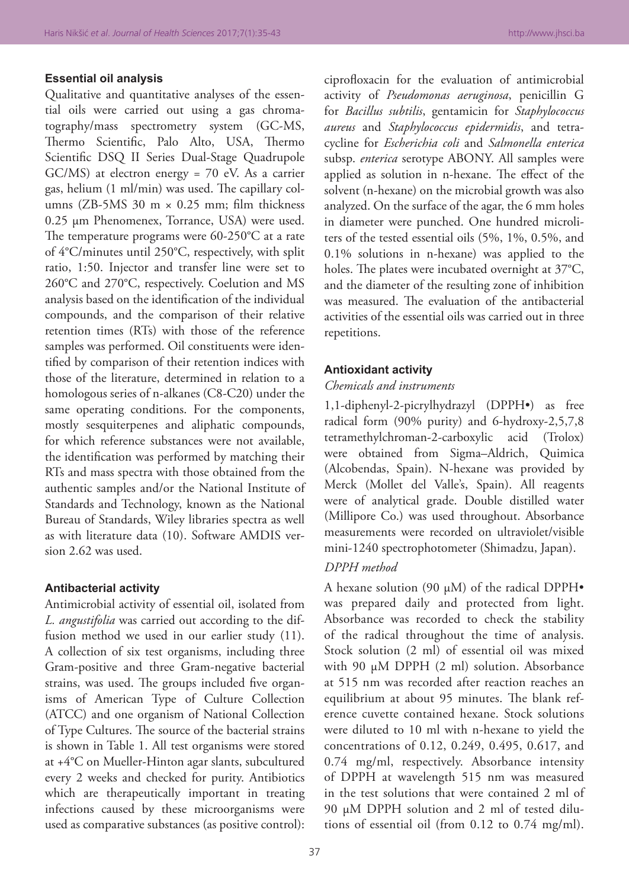### Essential oil analysis

Qualitative and quantitative analyses of the essential oils were carried out using a gas chromatography/mass spectrometry system (GC-MS, Thermo Scientific, Palo Alto, USA, Thermo Scientific DSQ II Series Dual-Stage Quadrupole GC/MS) at electron energy = 70 eV. As a carrier gas, helium (1 ml/min) was used. The capillary columns (ZB-5MS 30 m × 0.25 mm; film thickness 0.25 µm Phenomenex, Torrance, USA) were used. The temperature programs were 60-250°C at a rate of 4°C/minutes until 250°C, respectively, with split ratio, 1:50. Injector and transfer line were set to 260°C and 270°C, respectively. Coelution and MS analysis based on the identification of the individual compounds, and the comparison of their relative retention times (RTs) with those of the reference samples was performed. Oil constituents were identified by comparison of their retention indices with those of the literature, determined in relation to a homologous series of n-alkanes (C8-C20) under the same operating conditions. For the components, mostly sesquiterpenes and aliphatic compounds, for which reference substances were not available, the identification was performed by matching their RTs and mass spectra with those obtained from the authentic samples and/or the National Institute of Standards and Technology, known as the National Bureau of Standards, Wiley libraries spectra as well as with literature data (10). Software AMDIS version 2.62 was used.

### Antibacterial activity

Antimicrobial activity of essential oil, isolated from *L. angustifolia* was carried out according to the diffusion method we used in our earlier study (11). A collection of six test organisms, including three Gram-positive and three Gram-negative bacterial strains, was used. The groups included five organisms of American Type of Culture Collection (ATCC) and one organism of National Collection of Type Cultures. The source of the bacterial strains is shown in Table 1. All test organisms were stored at +4°C on Mueller-Hinton agar slants, subcultured every 2 weeks and checked for purity. Antibiotics which are therapeutically important in treating infections caused by these microorganisms were used as comparative substances (as positive control): ciprofloxacin for the evaluation of antimicrobial activity of *Pseudomonas aeruginosa*, penicillin G for *Bacillus subtilis*, gentamicin for *Staphylococcus aureus* and *Staphylococcus epidermidis*, and tetracycline for *Escherichia coli* and *Salmonella enterica* subsp. *enterica* serotype ABONY. All samples were applied as solution in n-hexane. The effect of the solvent (n-hexane) on the microbial growth was also analyzed. On the surface of the agar, the 6 mm holes in diameter were punched. One hundred microliters of the tested essential oils (5%, 1%, 0.5%, and 0.1% solutions in n-hexane) was applied to the holes. The plates were incubated overnight at 37°C, and the diameter of the resulting zone of inhibition was measured. The evaluation of the antibacterial activities of the essential oils was carried out in three repetitions.

### Antioxidant activity

*Chemicals and instruments*

1,1-diphenyl-2-picrylhydrazyl (DPPH•) as free radical form (90% purity) and 6-hydroxy-2,5,7,8 tetramethylchroman-2-carboxylic acid (Trolox) were obtained from Sigma–Aldrich, Quimica (Alcobendas, Spain). N-hexane was provided by Merck (Mollet del Valle's, Spain). All reagents were of analytical grade. Double distilled water (Millipore Co.) was used throughout. Absorbance measurements were recorded on ultraviolet/visible mini-1240 spectrophotometer (Shimadzu, Japan).

*DPPH method*

A hexane solution (90 µM) of the radical DPPH• was prepared daily and protected from light. Absorbance was recorded to check the stability of the radical throughout the time of analysis. Stock solution (2 ml) of essential oil was mixed with 90 µM DPPH (2 ml) solution. Absorbance at 515 nm was recorded after reaction reaches an equilibrium at about 95 minutes. The blank reference cuvette contained hexane. Stock solutions were diluted to 10 ml with n-hexane to yield the concentrations of 0.12, 0.249, 0.495, 0.617, and 0.74 mg/ml, respectively. Absorbance intensity of DPPH at wavelength 515 nm was measured in the test solutions that were contained 2 ml of 90 µM DPPH solution and 2 ml of tested dilutions of essential oil (from 0.12 to 0.74 mg/ml).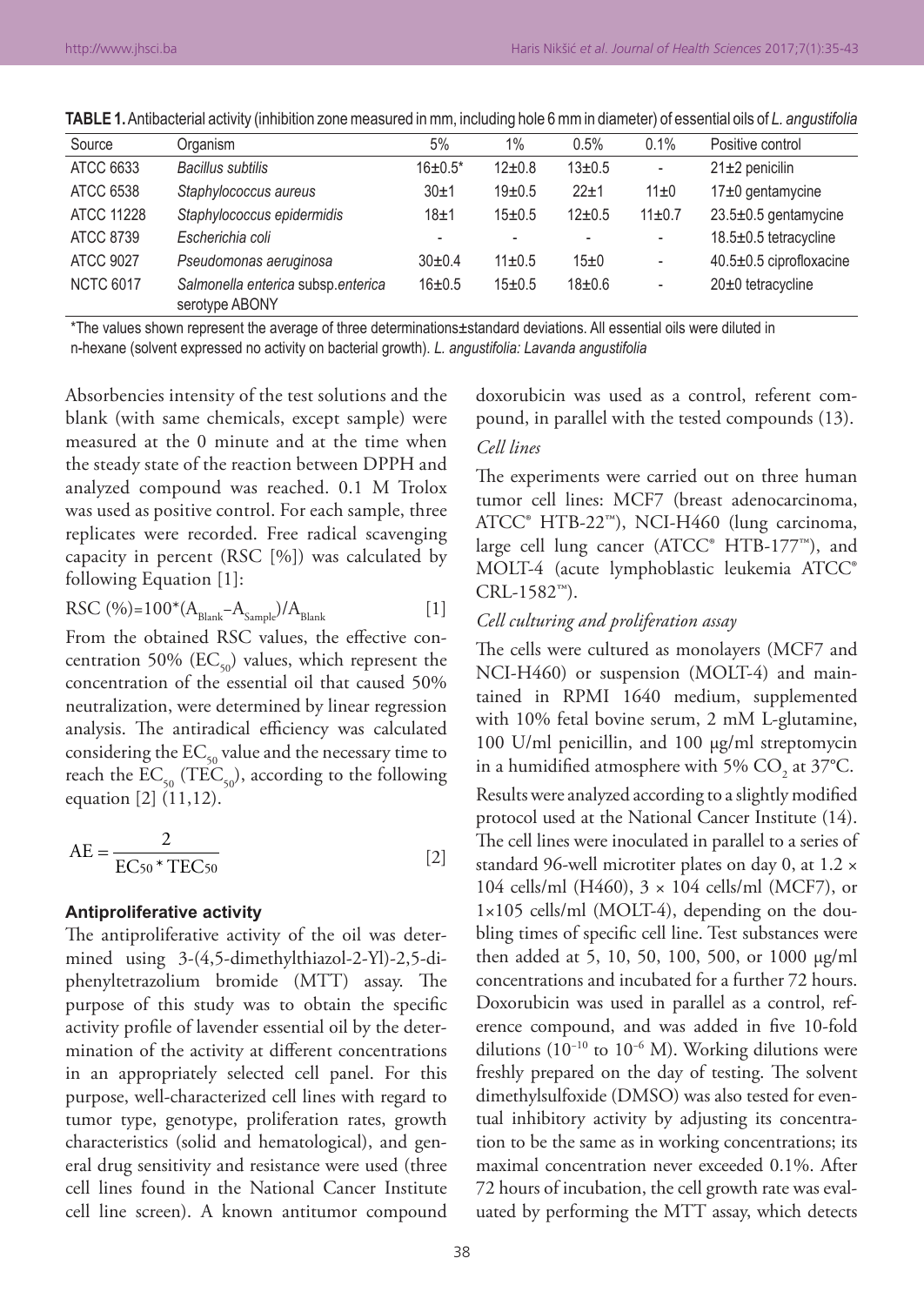**TABLE 1.** Antibacterial activity (inhibition zone measured in mm, including hole 6 mm in diameter) of essential oils of *L. angustifolia*

| Source | Organism | 5% | 1% | 0.5% | 0.1% | Positive control |
|---|---|---|---|---|---|---|
| ATCC 6633 | *Bacillus subtilis* | 16±0.5* | 12±0.8 | 13±0.5 | - | 21±2 penicilin |
| ATCC 6538 | *Staphylococcus aureus* | 30±1 | 19±0.5 | 22±1 | 11±0 | 17±0 gentamycine |
| ATCC 11228 | *Staphylococcus epidermidis* | 18±1 | 15±0.5 | 12±0.5 | 11±0.7 | 23.5±0.5 gentamycine |
| ATCC 8739 | *Escherichia coli* | - | - | - | - | 18.5±0.5 tetracycline |
| ATCC 9027 | *Pseudomonas aeruginosa* | 30±0.4 | 11±0.5 | 15±0 | - | 40.5±0.5 ciprofloxacine |
| NCTC 6017 | *Salmonella enterica* subsp. *enterica* serotype ABONY | 16±0.5 | 15±0.5 | 18±0.6 | - | 20±0 tetracycline |

*The values shown represent the average of three determinations±standard deviations. All essential oils were diluted in n-hexane (solvent expressed no activity on bacterial growth). *L. angustifolia: Lavanda angustifolia*

Absorbencies intensity of the test solutions and the blank (with same chemicals, except sample) were measured at the 0 minute and at the time when the steady state of the reaction between DPPH and analyzed compound was reached. 0.1 M Trolox was used as positive control. For each sample, three replicates were recorded. Free radical scavenging capacity in percent (RSC [%]) was calculated by following Equation [1]:

$$RSC\ (\%) = 100 * (A_{Blank} - A_{Sample}) / A_{Blank} \quad [1]$$

From the obtained RSC values, the effective concentration 50% ($EC_{50}$) values, which represent the concentration of the essential oil that caused 50% neutralization, were determined by linear regression analysis. The antiradical efficiency was calculated considering the $EC_{50}$ value and the necessary time to reach the $EC_{50}$ ($TEC_{50}$), according to the following equation [2] (11,12).

$$AE = \frac{2}{EC_{50} * TEC_{50}} \quad [2]$$

### Antiproliferative activity

The antiproliferative activity of the oil was determined using 3-(4,5-dimethylthiazol-2-Yl)-2,5-diphenyltetrazolium bromide (MTT) assay. The purpose of this study was to obtain the specific activity profile of lavender essential oil by the determination of the activity at different concentrations in an appropriately selected cell panel. For this purpose, well-characterized cell lines with regard to tumor type, genotype, proliferation rates, growth characteristics (solid and hematological), and general drug sensitivity and resistance were used (three cell lines found in the National Cancer Institute cell line screen). A known antitumor compound doxorubicin was used as a control, referent compound, in parallel with the tested compounds (13).

*Cell lines*

The experiments were carried out on three human tumor cell lines: MCF7 (breast adenocarcinoma, ATCC® HTB-22™), NCI-H460 (lung carcinoma, large cell lung cancer (ATCC® HTB-177™), and MOLT-4 (acute lymphoblastic leukemia ATCC® CRL-1582™).

*Cell culturing and proliferation assay*

The cells were cultured as monolayers (MCF7 and NCI-H460) or suspension (MOLT-4) and maintained in RPMI 1640 medium, supplemented with 10% fetal bovine serum, 2 mM L-glutamine, 100 U/ml penicillin, and 100 μg/ml streptomycin in a humidified atmosphere with 5% $CO_2$ at 37°C.

Results were analyzed according to a slightly modified protocol used at the National Cancer Institute (14). The cell lines were inoculated in parallel to a series of standard 96-well microtiter plates on day 0, at 1.2 × 104 cells/ml (H460), 3 × 104 cells/ml (MCF7), or 1×105 cells/ml (MOLT-4), depending on the doubling times of specific cell line. Test substances were then added at 5, 10, 50, 100, 500, or 1000 μg/ml concentrations and incubated for a further 72 hours. Doxorubicin was used in parallel as a control, reference compound, and was added in five 10-fold dilutions ($10^{-10}$ to $10^{-6}$ M). Working dilutions were freshly prepared on the day of testing. The solvent dimethylsulfoxide (DMSO) was also tested for eventual inhibitory activity by adjusting its concentration to be the same as in working concentrations; its maximal concentration never exceeded 0.1%. After 72 hours of incubation, the cell growth rate was evaluated by performing the MTT assay, which detects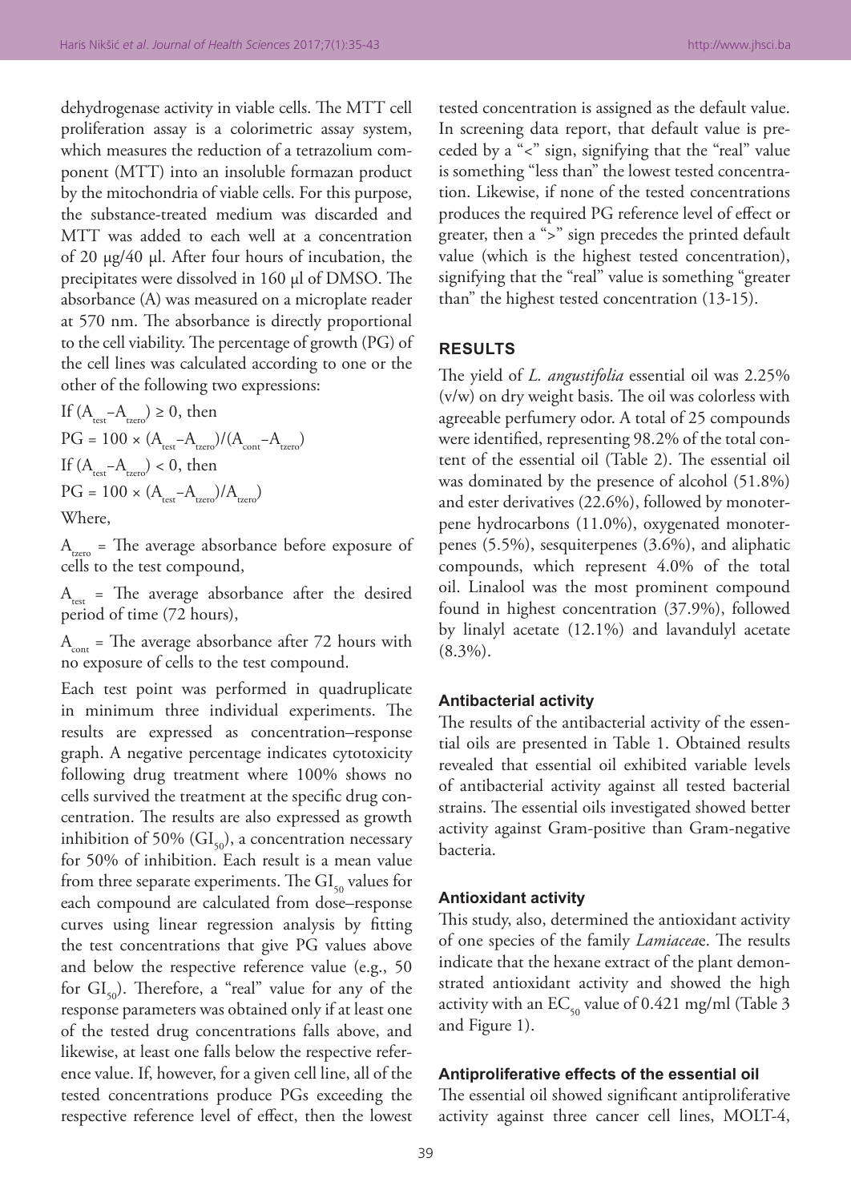dehydrogenase activity in viable cells. The MTT cell proliferation assay is a colorimetric assay system, which measures the reduction of a tetrazolium component (MTT) into an insoluble formazan product by the mitochondria of viable cells. For this purpose, the substance-treated medium was discarded and MTT was added to each well at a concentration of 20 μg/40 μl. After four hours of incubation, the precipitates were dissolved in 160 μl of DMSO. The absorbance (A) was measured on a microplate reader at 570 nm. The absorbance is directly proportional to the cell viability. The percentage of growth (PG) of the cell lines was calculated according to one or the other of the following two expressions:

If $(A_{test}-A_{tzero}) \geq 0$, then

$PG = 100 \times (A_{test}-A_{tzero})/(A_{cont}-A_{tzero})$

If $(A_{test}-A_{tzero}) < 0$, then

$PG = 100 \times (A_{test}-A_{tzero})/A_{tzero})$

Where,

$A_{tzero}$ = The average absorbance before exposure of cells to the test compound,

$A_{test}$ = The average absorbance after the desired period of time (72 hours),

$A_{cont}$ = The average absorbance after 72 hours with no exposure of cells to the test compound.

Each test point was performed in quadruplicate in minimum three individual experiments. The results are expressed as concentration–response graph. A negative percentage indicates cytotoxicity following drug treatment where 100% shows no cells survived the treatment at the specific drug concentration. The results are also expressed as growth inhibition of 50% ($GI_{50}$), a concentration necessary for 50% of inhibition. Each result is a mean value from three separate experiments. The $GI_{50}$ values for each compound are calculated from dose–response curves using linear regression analysis by fitting the test concentrations that give PG values above and below the respective reference value (e.g., 50 for $GI_{50}$). Therefore, a "real" value for any of the response parameters was obtained only if at least one of the tested drug concentrations falls above, and likewise, at least one falls below the respective reference value. If, however, for a given cell line, all of the tested concentrations produce PGs exceeding the respective reference level of effect, then the lowest tested concentration is assigned as the default value. In screening data report, that default value is preceded by a "<" sign, signifying that the "real" value is something "less than" the lowest tested concentration. Likewise, if none of the tested concentrations produces the required PG reference level of effect or greater, then a ">" sign precedes the printed default value (which is the highest tested concentration), signifying that the "real" value is something "greater than" the highest tested concentration (13-15).

## RESULTS

The yield of *L. angustifolia* essential oil was 2.25% (v/w) on dry weight basis. The oil was colorless with agreeable perfumery odor. A total of 25 compounds were identified, representing 98.2% of the total content of the essential oil (Table 2). The essential oil was dominated by the presence of alcohol (51.8%) and ester derivatives (22.6%), followed by monoterpene hydrocarbons (11.0%), oxygenated monoterpenes (5.5%), sesquiterpenes (3.6%), and aliphatic compounds, which represent 4.0% of the total oil. Linalool was the most prominent compound found in highest concentration (37.9%), followed by linalyl acetate (12.1%) and lavandulyl acetate (8.3%).

### Antibacterial activity

The results of the antibacterial activity of the essential oils are presented in Table 1. Obtained results revealed that essential oil exhibited variable levels of antibacterial activity against all tested bacterial strains. The essential oils investigated showed better activity against Gram-positive than Gram-negative bacteria.

### Antioxidant activity

This study, also, determined the antioxidant activity of one species of the family *Lamiacea*e. The results indicate that the hexane extract of the plant demonstrated antioxidant activity and showed the high activity with an $EC_{50}$ value of 0.421 mg/ml (Table 3 and Figure 1).

### Antiproliferative effects of the essential oil

The essential oil showed significant antiproliferative activity against three cancer cell lines, MOLT-4,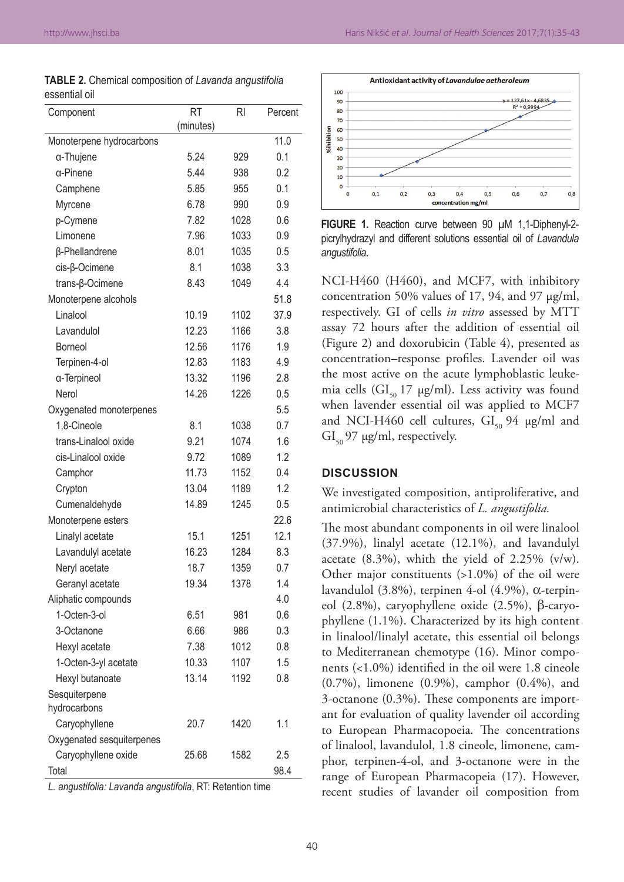**TABLE 2.** Chemical composition of *Lavanda angustifolia* essential oil

| Component | RT (minutes) | RI | Percent |
|---|---|---|---|
| Monoterpene hydrocarbons | | | 11.0 |
| α-Thujene | 5.24 | 929 | 0.1 |
| α-Pinene | 5.44 | 938 | 0.2 |
| Camphene | 5.85 | 955 | 0.1 |
| Myrcene | 6.78 | 990 | 0.9 |
| p-Cymene | 7.82 | 1028 | 0.6 |
| Limonene | 7.96 | 1033 | 0.9 |
| β-Phellandrene | 8.01 | 1035 | 0.5 |
| cis-β-Ocimene | 8.1 | 1038 | 3.3 |
| trans-β-Ocimene | 8.43 | 1049 | 4.4 |
| Monoterpene alcohols | | | 51.8 |
| Linalool | 10.19 | 1102 | 37.9 |
| Lavandulol | 12.23 | 1166 | 3.8 |
| Borneol | 12.56 | 1176 | 1.9 |
| Terpinen-4-ol | 12.83 | 1183 | 4.9 |
| α-Terpineol | 13.32 | 1196 | 2.8 |
| Nerol | 14.26 | 1226 | 0.5 |
| Oxygenated monoterpenes | | | 5.5 |
| 1,8-Cineole | 8.1 | 1038 | 0.7 |
| trans-Linalool oxide | 9.21 | 1074 | 1.6 |
| cis-Linalool oxide | 9.72 | 1089 | 1.2 |
| Camphor | 11.73 | 1152 | 0.4 |
| Crypton | 13.04 | 1189 | 1.2 |
| Cumenaldehyde | 14.89 | 1245 | 0.5 |
| Monoterpene esters | | | 22.6 |
| Linalyl acetate | 15.1 | 1251 | 12.1 |
| Lavandulyl acetate | 16.23 | 1284 | 8.3 |
| Neryl acetate | 18.7 | 1359 | 0.7 |
| Geranyl acetate | 19.34 | 1378 | 1.4 |
| Aliphatic compounds | | | 4.0 |
| 1-Octen-3-ol | 6.51 | 981 | 0.6 |
| 3-Octanone | 6.66 | 986 | 0.3 |
| Hexyl acetate | 7.38 | 1012 | 0.8 |
| 1-Octen-3-yl acetate | 10.33 | 1107 | 1.5 |
| Hexyl butanoate | 13.14 | 1192 | 0.8 |
| Sesquiterpene hydrocarbons | | | |
| Caryophyllene | 20.7 | 1420 | 1.1 |
| Oxygenated sesquiterpenes | | | |
| Caryophyllene oxide | 25.68 | 1582 | 2.5 |
| Total | | | 98.4 |

*L. angustifolia: Lavanda angustifolia*, RT: Retention time

**FIGURE 1.** Reaction curve between 90 μM 1,1-Diphenyl-2-picrylhydrazyl and different solutions essential oil of *Lavandula angustifolia*.

NCI-H460 (H460), and MCF7, with inhibitory concentration 50% values of 17, 94, and 97 μg/ml, respectively. GI of cells *in vitro* assessed by MTT assay 72 hours after the addition of essential oil (Figure 2) and doxorubicin (Table 4), presented as concentration–response profiles. Lavender oil was the most active on the acute lymphoblastic leukemia cells ($GI_{50}$ 17 μg/ml). Less activity was found when lavender essential oil was applied to MCF7 and NCI-H460 cell cultures, $GI_{50}$ 94 μg/ml and $GI_{50}$ 97 μg/ml, respectively.

## DISCUSSION

We investigated composition, antiproliferative, and antimicrobial characteristics of *L. angustifolia.*

The most abundant components in oil were linalool (37.9%), linalyl acetate (12.1%), and lavandulyl acetate (8.3%), whith the yield of 2.25% (v/w). Other major constituents (>1.0%) of the oil were lavandulol (3.8%), terpinen 4-ol (4.9%), α-terpineol (2.8%), caryophyllene oxide (2.5%), β-caryophyllene (1.1%). Characterized by its high content in linalool/linalyl acetate, this essential oil belongs to Mediterranean chemotype (16). Minor components (<1.0%) identified in the oil were 1.8 cineole (0.7%), limonene (0.9%), camphor (0.4%), and 3-octanone (0.3%). These components are important for evaluation of quality lavender oil according to European Pharmacopoeia. The concentrations of linalool, lavandulol, 1.8 cineole, limonene, camphor, terpinen-4-ol, and 3-octanone were in the range of European Pharmacopeia (17). However, recent studies of lavander oil composition from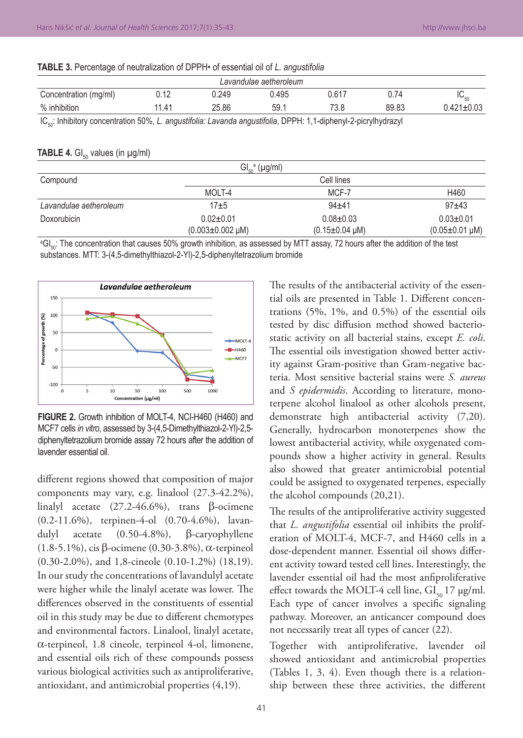**TABLE 3.** Percentage of neutralization of DPPH• of essential oil of *L. angustifolia*

| *Lavandulae aetheroleum* | | | | | | |
|---|---|---|---|---|---|---|
| Concentration (mg/ml) | 0.12 | 0.249 | 0.495 | 0.617 | 0.74 | $IC_{50}$ |
| % inhibition | 11.41 | 25.86 | 59.1 | 73.8 | 89.83 | 0.421±0.03 |

$IC_{50}$: Inhibitory concentration 50%, *L. angustifolia: Lavanda angustifolia*, DPPH: 1,1-diphenyl-2-picrylhydrazyl

**TABLE 4.** $GI_{50}$ values (in μg/ml)

| | $GI_{50}$[a] (μg/ml) | | |
|---|---|---|---|
| Compound | Cell lines | | |
| | MOLT-4 | MCF-7 | H460 |
| *Lavandulae aetheroleum* | 17±5 | 94±41 | 97±43 |
| Doxorubicin | 0.02±0.01 (0.003±0.002 μM) | 0.08±0.03 (0.15±0.04 μM) | 0.03±0.01 (0.05±0.01 μM) |

[a]$GI_{50}$: The concentration that causes 50% growth inhibition, as assessed by MTT assay, 72 hours after the addition of the test substances. MTT: 3-(4,5-dimethylthiazol-2-Yl)-2,5-diphenyltetrazolium bromide

**FIGURE 2.** Growth inhibition of MOLT-4, NCI-H460 (H460) and MCF7 cells *in vitro*, assessed by 3-(4,5-Dimethylthiazol-2-Yl)-2,5-diphenyltetrazolium bromide assay 72 hours after the addition of lavender essential oil.

different regions showed that composition of major components may vary, e.g. linalool (27.3-42.2%), linalyl acetate (27.2-46.6%), trans β-ocimene (0.2-11.6%), terpinen-4-ol (0.70-4.6%), lavandulyl acetate (0.50-4.8%), β-caryophyllene (1.8-5.1%), cis β-ocimene (0.30-3.8%), α-terpineol (0.30-2.0%), and 1,8-cineole (0.10-1.2%) (18,19). In our study the concentrations of lavandulyl acetate were higher while the linalyl acetate was lower. The differences observed in the constituents of essential oil in this study may be due to different chemotypes and environmental factors. Linalool, linalyl acetate, α-terpineol, 1.8 cineole, terpineol 4-ol, limonene, and essential oils rich of these compounds possess various biological activities such as antiproliferative, antioxidant, and antimicrobial properties (4,19).

The results of the antibacterial activity of the essential oils are presented in Table 1. Different concentrations (5%, 1%, and 0.5%) of the essential oils tested by disc diffusion method showed bacteriostatic activity on all bacterial stains, except *E. coli*. The essential oils investigation showed better activity against Gram-positive than Gram-negative bacteria. Most sensitive bacterial stains were *S. aureus* and *S epidermidis*. According to literature, monoterpene alcohol linalool as other alcohols present, demonstrate high antibacterial activity (7,20). Generally, hydrocarbon monoterpenes show the lowest antibacterial activity, while oxygenated compounds show a higher activity in general. Results also showed that greater antimicrobial potential could be assigned to oxygenated terpenes, especially the alcohol compounds (20,21).

The results of the antiproliferative activity suggested that *L. angustifolia* essential oil inhibits the proliferation of MOLT-4, MCF-7, and H460 cells in a dose-dependent manner. Essential oil shows different activity toward tested cell lines. Interestingly, the lavender essential oil had the most anfiproliferative effect towards the MOLT-4 cell line, $GI_{50}$ 17 μg/ml. Each type of cancer involves a specific signaling pathway. Moreover, an anticancer compound does not necessarily treat all types of cancer (22).

Together with antiproliferative, lavender oil showed antioxidant and antimicrobial properties (Tables 1, 3, 4). Even though there is a relationship between these three activities, the different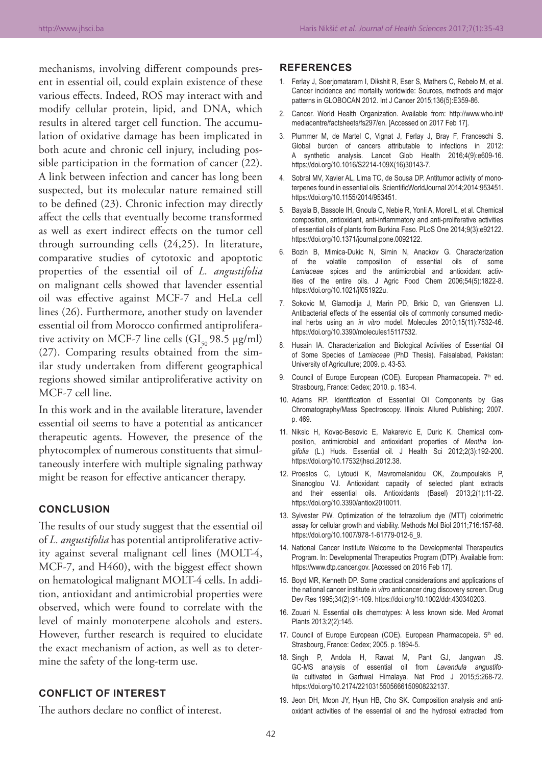mechanisms, involving different compounds present in essential oil, could explain existence of these various effects. Indeed, ROS may interact with and modify cellular protein, lipid, and DNA, which results in altered target cell function. The accumulation of oxidative damage has been implicated in both acute and chronic cell injury, including possible participation in the formation of cancer (22). A link between infection and cancer has long been suspected, but its molecular nature remained still to be defined (23). Chronic infection may directly affect the cells that eventually become transformed as well as exert indirect effects on the tumor cell through surrounding cells (24,25). In literature, comparative studies of cytotoxic and apoptotic properties of the essential oil of *L. angustifolia* on malignant cells showed that lavender essential oil was effective against MCF-7 and HeLa cell lines (26). Furthermore, another study on lavender essential oil from Morocco confirmed antiproliferative activity on MCF-7 line cells ($GI_{50}$ 98.5 μg/ml) (27). Comparing results obtained from the similar study undertaken from different geographical regions showed similar antiproliferative activity on MCF-7 cell line.

In this work and in the available literature, lavender essential oil seems to have a potential as anticancer therapeutic agents. However, the presence of the phytocomplex of numerous constituents that simultaneously interfere with multiple signaling pathway might be reason for effective anticancer therapy.

## CONCLUSION

The results of our study suggest that the essential oil of *L. angustifolia* has potential antiproliferative activity against several malignant cell lines (MOLT-4, MCF-7, and H460), with the biggest effect shown on hematological malignant MOLT-4 cells. In addition, antioxidant and antimicrobial properties were observed, which were found to correlate with the level of mainly monoterpene alcohols and esters. However, further research is required to elucidate the exact mechanism of action, as well as to determine the safety of the long-term use.

## CONFLICT OF INTEREST

The authors declare no conflict of interest.

## REFERENCES

1. Ferlay J, Soerjomataram I, Dikshit R, Eser S, Mathers C, Rebelo M, et al. Cancer incidence and mortality worldwide: Sources, methods and major patterns in GLOBOCAN 2012. Int J Cancer 2015;136(5):E359-86.
2. Cancer. World Health Organization. Available from: http://www.who.int/mediacentre/factsheets/fs297/en. [Accessed on 2017 Feb 17].
3. Plummer M, de Martel C, Vignat J, Ferlay J, Bray F, Franceschi S. Global burden of cancers attributable to infections in 2012: A synthetic analysis. Lancet Glob Health 2016;4(9):e609-16. https://doi.org/10.1016/S2214-109X(16)30143-7.
4. Sobral MV, Xavier AL, Lima TC, de Sousa DP. Antitumor activity of monoterpenes found in essential oils. ScientificWorldJournal 2014;2014:953451. https://doi.org/10.1155/2014/953451.
5. Bayala B, Bassole IH, Gnoula C, Nebie R, Yonli A, Morel L, et al. Chemical composition, antioxidant, anti-inflammatory and anti-proliferative activities of essential oils of plants from Burkina Faso. PLoS One 2014;9(3):e92122. https://doi.org/10.1371/journal.pone.0092122.
6. Bozin B, Mimica-Dukic N, Simin N, Anackov G. Characterization of the volatile composition of essential oils of some *Lamiaceae* spices and the antimicrobial and antioxidant activities of the entire oils. J Agric Food Chem 2006;54(5):1822-8. https://doi.org/10.1021/jf051922u.
7. Sokovic M, Glamoclija J, Marin PD, Brkic D, van Griensven LJ. Antibacterial effects of the essential oils of commonly consumed medicinal herbs using an *in vitro* model. Molecules 2010;15(11):7532-46. https://doi.org/10.3390/molecules15117532.
8. Husain IA. Characterization and Biological Activities of Essential Oil of Some Species of *Lamiaceae* (PhD Thesis). Faisalabad, Pakistan: University of Agriculture; 2009. p. 43-53.
9. Council of Europe European (COE). European Pharmacopeia. 7th ed. Strasbourg, France: Cedex; 2010. p. 183-4.
10. Adams RP. Identification of Essential Oil Components by Gas Chromatography/Mass Spectroscopy. Illinois: Allured Publishing; 2007. p. 469.
11. Niksic H, Kovac-Besovic E, Makarevic E, Duric K. Chemical composition, antimicrobial and antioxidant properties of *Mentha longifolia* (L.) Huds. Essential oil. J Health Sci 2012;2(3):192-200. https://doi.org/10.17532/jhsci.2012.38.
12. Proestos C, Lytoudi K, Mavromelanidou OK, Zoumpoulakis P, Sinanoglou VJ. Antioxidant capacity of selected plant extracts and their essential oils. Antioxidants (Basel) 2013;2(1):11-22. https://doi.org/10.3390/antiox2010011.
13. Sylvester PW. Optimization of the tetrazolium dye (MTT) colorimetric assay for cellular growth and viability. Methods Mol Biol 2011;716:157-68. https://doi.org/10.1007/978-1-61779-012-6_9.
14. National Cancer Institute Welcome to the Developmental Therapeutics Program. In: Developmental Therapeutics Program (DTP). Available from: https://www.dtp.cancer.gov. [Accessed on 2016 Feb 17].
15. Boyd MR, Kenneth DP. Some practical considerations and applications of the national cancer institute *in vitro* anticancer drug discovery screen. Drug Dev Res 1995;34(2):91-109. https://doi.org/10.1002/ddr.430340203.
16. Zouari N. Essential oils chemotypes: A less known side. Med Aromat Plants 2013;2(2):145.
17. Council of Europe European (COE). European Pharmacopeia. 5th ed. Strasbourg, France: Cedex; 2005. p. 1894-5.
18. Singh P, Andola H, Rawat M, Pant GJ, Jangwan JS. GC-MS analysis of essential oil from *Lavandula angustifolia* cultivated in Garhwal Himalaya. Nat Prod J 2015;5:268-72. https://doi.org/10.2174/2210315505666150908232137.
19. Jeon DH, Moon JY, Hyun HB, Cho SK. Composition analysis and antioxidant activities of the essential oil and the hydrosol extracted from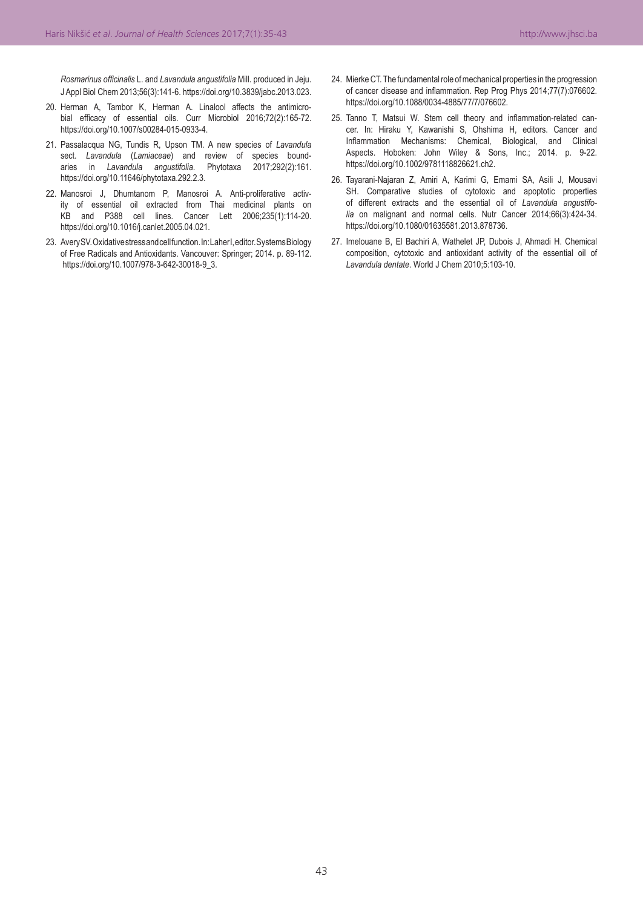*Rosmarinus officinalis* L. and *Lavandula angustifolia* Mill. produced in Jeju. J Appl Biol Chem 2013;56(3):141-6. https://doi.org/10.3839/jabc.2013.023.

20. Herman A, Tambor K, Herman A. Linalool affects the antimicrobial efficacy of essential oils. Curr Microbiol 2016;72(2):165-72. https://doi.org/10.1007/s00284-015-0933-4.
21. Passalacqua NG, Tundis R, Upson TM. A new species of *Lavandula* sect. *Lavandula* (*Lamiaceae*) and review of species boundaries in *Lavandula angustifolia*. Phytotaxa 2017;292(2):161. https://doi.org/10.11646/phytotaxa.292.2.3.
22. Manosroi J, Dhumtanom P, Manosroi A. Anti-proliferative activity of essential oil extracted from Thai medicinal plants on KB and P388 cell lines. Cancer Lett 2006;235(1):114-20. https://doi.org/10.1016/j.canlet.2005.04.021.
23. Avery SV. Oxidative stress and cell function. In: Laher I, editor. Systems Biology of Free Radicals and Antioxidants. Vancouver: Springer; 2014. p. 89-112. https://doi.org/10.1007/978-3-642-30018-9_3.
24. Mierke CT. The fundamental role of mechanical properties in the progression of cancer disease and inflammation. Rep Prog Phys 2014;77(7):076602. https://doi.org/10.1088/0034-4885/77/7/076602.
25. Tanno T, Matsui W. Stem cell theory and inflammation-related cancer. In: Hiraku Y, Kawanishi S, Ohshima H, editors. Cancer and Inflammation Mechanisms: Chemical, Biological, and Clinical Aspects. Hoboken: John Wiley & Sons, Inc.; 2014. p. 9-22. https://doi.org/10.1002/9781118826621.ch2.
26. Tayarani-Najaran Z, Amiri A, Karimi G, Emami SA, Asili J, Mousavi SH. Comparative studies of cytotoxic and apoptotic properties of different extracts and the essential oil of *Lavandula angustifolia* on malignant and normal cells. Nutr Cancer 2014;66(3):424-34. https://doi.org/10.1080/01635581.2013.878736.
27. Imelouane B, El Bachiri A, Wathelet JP, Dubois J, Ahmadi H. Chemical composition, cytotoxic and antioxidant activity of the essential oil of *Lavandula dentate*. World J Chem 2010;5:103-10.